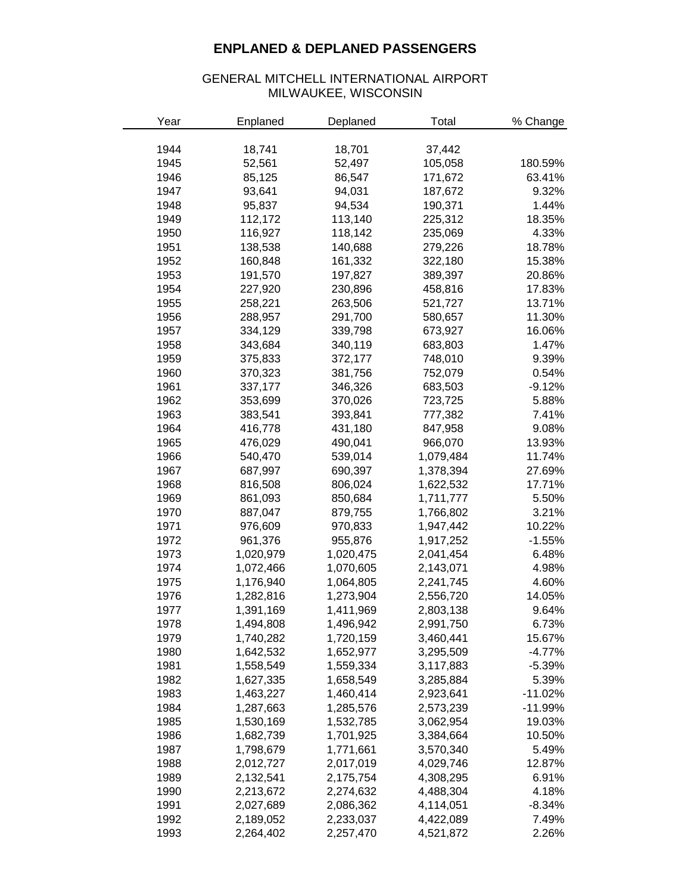# ENPLANED & DEPLANED PASSENGERS

GENERAL MITCHELL INTERNATIONAL AIRPORT
MILWAUKEE, WISCONSIN

| Year | Enplaned | Deplaned | Total | % Change |
|---|---|---|---|---|
| 1944 | 18,741 | 18,701 | 37,442 | |
| 1945 | 52,561 | 52,497 | 105,058 | 180.59% |
| 1946 | 85,125 | 86,547 | 171,672 | 63.41% |
| 1947 | 93,641 | 94,031 | 187,672 | 9.32% |
| 1948 | 95,837 | 94,534 | 190,371 | 1.44% |
| 1949 | 112,172 | 113,140 | 225,312 | 18.35% |
| 1950 | 116,927 | 118,142 | 235,069 | 4.33% |
| 1951 | 138,538 | 140,688 | 279,226 | 18.78% |
| 1952 | 160,848 | 161,332 | 322,180 | 15.38% |
| 1953 | 191,570 | 197,827 | 389,397 | 20.86% |
| 1954 | 227,920 | 230,896 | 458,816 | 17.83% |
| 1955 | 258,221 | 263,506 | 521,727 | 13.71% |
| 1956 | 288,957 | 291,700 | 580,657 | 11.30% |
| 1957 | 334,129 | 339,798 | 673,927 | 16.06% |
| 1958 | 343,684 | 340,119 | 683,803 | 1.47% |
| 1959 | 375,833 | 372,177 | 748,010 | 9.39% |
| 1960 | 370,323 | 381,756 | 752,079 | 0.54% |
| 1961 | 337,177 | 346,326 | 683,503 | -9.12% |
| 1962 | 353,699 | 370,026 | 723,725 | 5.88% |
| 1963 | 383,541 | 393,841 | 777,382 | 7.41% |
| 1964 | 416,778 | 431,180 | 847,958 | 9.08% |
| 1965 | 476,029 | 490,041 | 966,070 | 13.93% |
| 1966 | 540,470 | 539,014 | 1,079,484 | 11.74% |
| 1967 | 687,997 | 690,397 | 1,378,394 | 27.69% |
| 1968 | 816,508 | 806,024 | 1,622,532 | 17.71% |
| 1969 | 861,093 | 850,684 | 1,711,777 | 5.50% |
| 1970 | 887,047 | 879,755 | 1,766,802 | 3.21% |
| 1971 | 976,609 | 970,833 | 1,947,442 | 10.22% |
| 1972 | 961,376 | 955,876 | 1,917,252 | -1.55% |
| 1973 | 1,020,979 | 1,020,475 | 2,041,454 | 6.48% |
| 1974 | 1,072,466 | 1,070,605 | 2,143,071 | 4.98% |
| 1975 | 1,176,940 | 1,064,805 | 2,241,745 | 4.60% |
| 1976 | 1,282,816 | 1,273,904 | 2,556,720 | 14.05% |
| 1977 | 1,391,169 | 1,411,969 | 2,803,138 | 9.64% |
| 1978 | 1,494,808 | 1,496,942 | 2,991,750 | 6.73% |
| 1979 | 1,740,282 | 1,720,159 | 3,460,441 | 15.67% |
| 1980 | 1,642,532 | 1,652,977 | 3,295,509 | -4.77% |
| 1981 | 1,558,549 | 1,559,334 | 3,117,883 | -5.39% |
| 1982 | 1,627,335 | 1,658,549 | 3,285,884 | 5.39% |
| 1983 | 1,463,227 | 1,460,414 | 2,923,641 | -11.02% |
| 1984 | 1,287,663 | 1,285,576 | 2,573,239 | -11.99% |
| 1985 | 1,530,169 | 1,532,785 | 3,062,954 | 19.03% |
| 1986 | 1,682,739 | 1,701,925 | 3,384,664 | 10.50% |
| 1987 | 1,798,679 | 1,771,661 | 3,570,340 | 5.49% |
| 1988 | 2,012,727 | 2,017,019 | 4,029,746 | 12.87% |
| 1989 | 2,132,541 | 2,175,754 | 4,308,295 | 6.91% |
| 1990 | 2,213,672 | 2,274,632 | 4,488,304 | 4.18% |
| 1991 | 2,027,689 | 2,086,362 | 4,114,051 | -8.34% |
| 1992 | 2,189,052 | 2,233,037 | 4,422,089 | 7.49% |
| 1993 | 2,264,402 | 2,257,470 | 4,521,872 | 2.26% |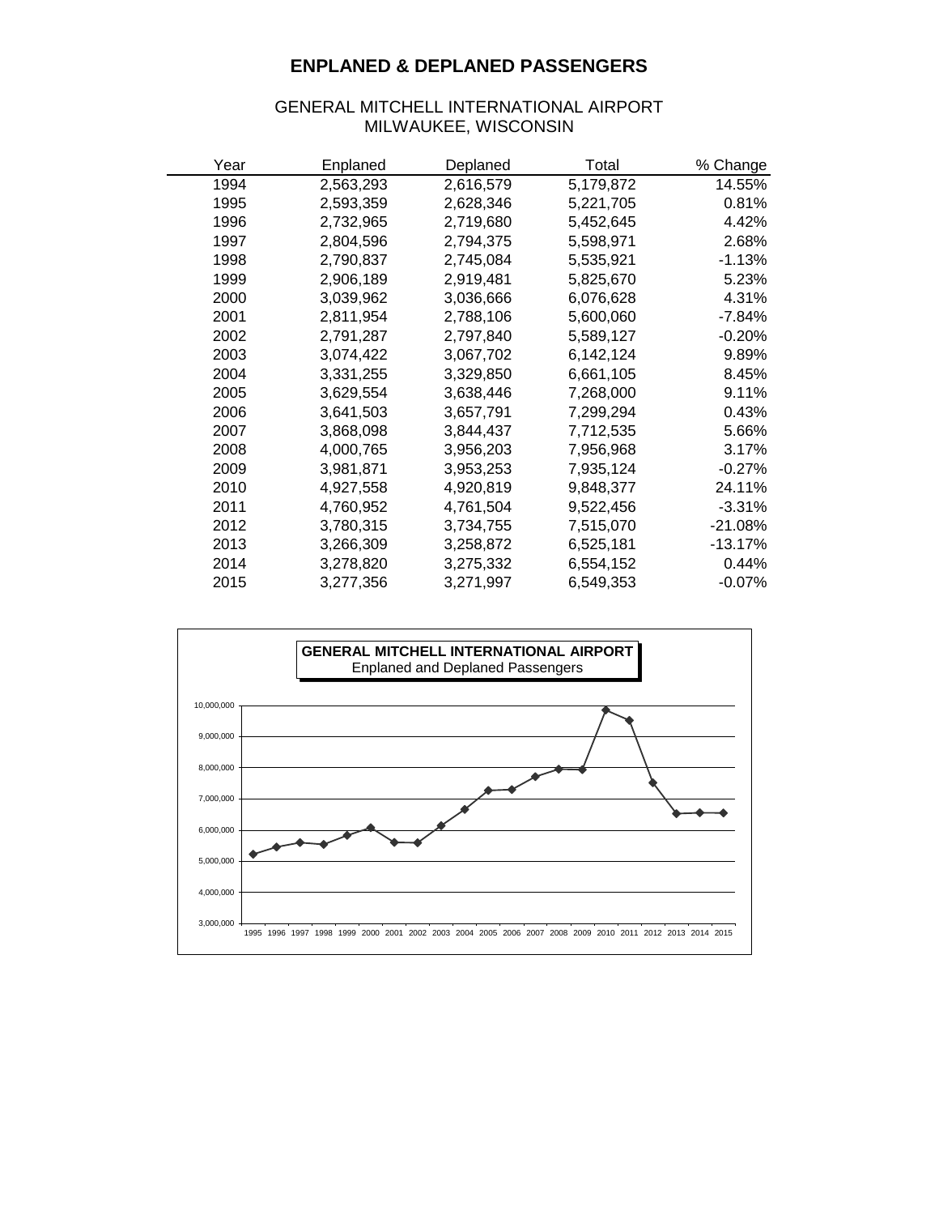# ENPLANED & DEPLANED PASSENGERS

GENERAL MITCHELL INTERNATIONAL AIRPORT
MILWAUKEE, WISCONSIN

| Year | Enplaned | Deplaned | Total | % Change |
|---|---|---|---|---|
| 1994 | 2,563,293 | 2,616,579 | 5,179,872 | 14.55% |
| 1995 | 2,593,359 | 2,628,346 | 5,221,705 | 0.81% |
| 1996 | 2,732,965 | 2,719,680 | 5,452,645 | 4.42% |
| 1997 | 2,804,596 | 2,794,375 | 5,598,971 | 2.68% |
| 1998 | 2,790,837 | 2,745,084 | 5,535,921 | -1.13% |
| 1999 | 2,906,189 | 2,919,481 | 5,825,670 | 5.23% |
| 2000 | 3,039,962 | 3,036,666 | 6,076,628 | 4.31% |
| 2001 | 2,811,954 | 2,788,106 | 5,600,060 | -7.84% |
| 2002 | 2,791,287 | 2,797,840 | 5,589,127 | -0.20% |
| 2003 | 3,074,422 | 3,067,702 | 6,142,124 | 9.89% |
| 2004 | 3,331,255 | 3,329,850 | 6,661,105 | 8.45% |
| 2005 | 3,629,554 | 3,638,446 | 7,268,000 | 9.11% |
| 2006 | 3,641,503 | 3,657,791 | 7,299,294 | 0.43% |
| 2007 | 3,868,098 | 3,844,437 | 7,712,535 | 5.66% |
| 2008 | 4,000,765 | 3,956,203 | 7,956,968 | 3.17% |
| 2009 | 3,981,871 | 3,953,253 | 7,935,124 | -0.27% |
| 2010 | 4,927,558 | 4,920,819 | 9,848,377 | 24.11% |
| 2011 | 4,760,952 | 4,761,504 | 9,522,456 | -3.31% |
| 2012 | 3,780,315 | 3,734,755 | 7,515,070 | -21.08% |
| 2013 | 3,266,309 | 3,258,872 | 6,525,181 | -13.17% |
| 2014 | 3,278,820 | 3,275,332 | 6,554,152 | 0.44% |
| 2015 | 3,277,356 | 3,271,997 | 6,549,353 | -0.07% |

**GENERAL MITCHELL INTERNATIONAL AIRPORT**
Enplaned and Deplaned Passengers

10,000,000
9,000,000
8,000,000
7,000,000
6,000,000
5,000,000
4,000,000
3,000,000

1995 1996 1997 1998 1999 2000 2001 2002 2003 2004 2005 2006 2007 2008 2009 2010 2011 2012 2013 2014 2015